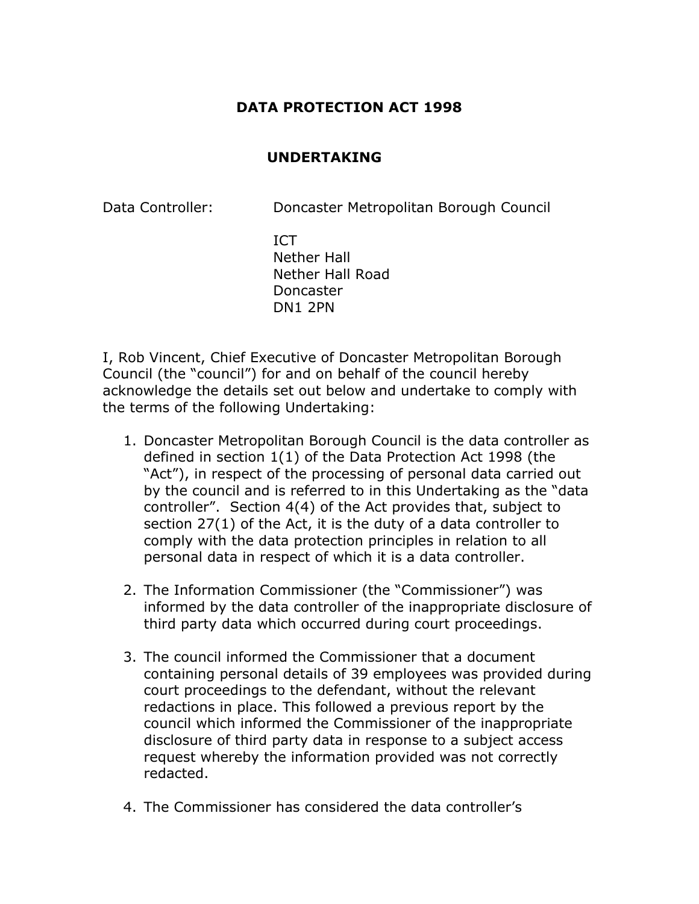# DATA PROTECTION ACT 1998

## UNDERTAKING

Data Controller: Doncaster Metropolitan Borough Council

ICT
Nether Hall
Nether Hall Road
Doncaster
DN1 2PN

I, Rob Vincent, Chief Executive of Doncaster Metropolitan Borough Council (the "council") for and on behalf of the council hereby acknowledge the details set out below and undertake to comply with the terms of the following Undertaking:

1. Doncaster Metropolitan Borough Council is the data controller as defined in section 1(1) of the Data Protection Act 1998 (the "Act"), in respect of the processing of personal data carried out by the council and is referred to in this Undertaking as the "data controller". Section 4(4) of the Act provides that, subject to section 27(1) of the Act, it is the duty of a data controller to comply with the data protection principles in relation to all personal data in respect of which it is a data controller.

2. The Information Commissioner (the "Commissioner") was informed by the data controller of the inappropriate disclosure of third party data which occurred during court proceedings.

3. The council informed the Commissioner that a document containing personal details of 39 employees was provided during court proceedings to the defendant, without the relevant redactions in place. This followed a previous report by the council which informed the Commissioner of the inappropriate disclosure of third party data in response to a subject access request whereby the information provided was not correctly redacted.

4. The Commissioner has considered the data controller's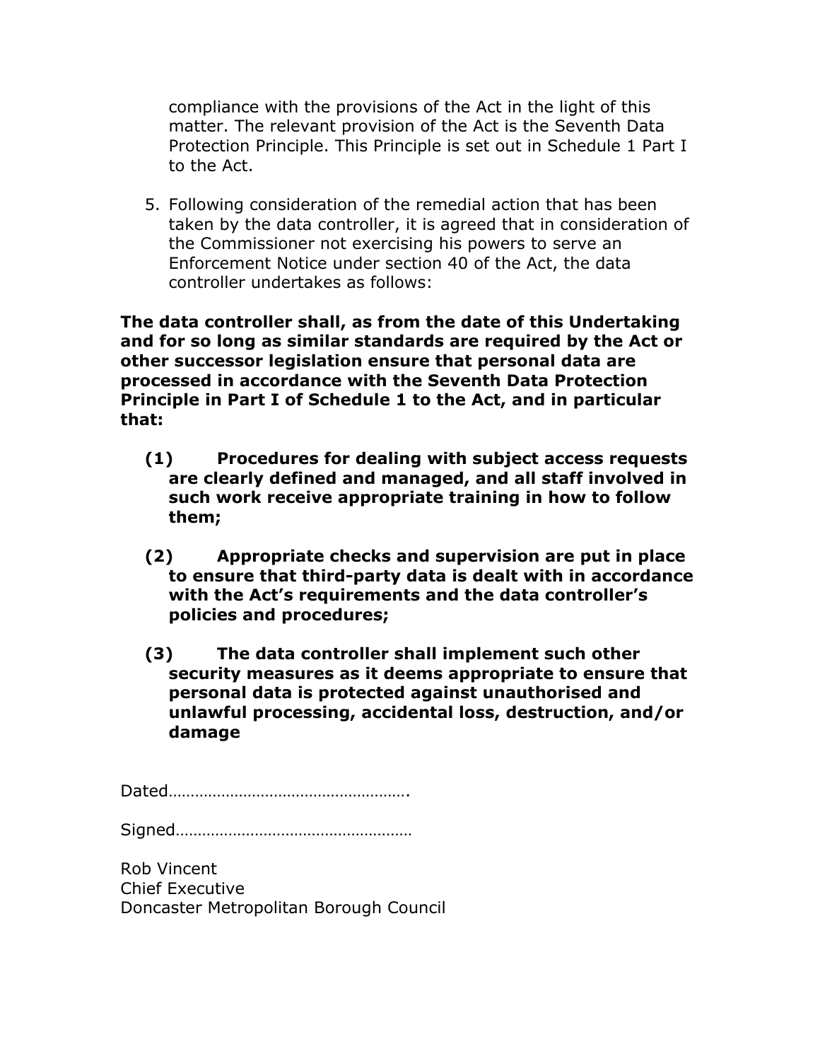compliance with the provisions of the Act in the light of this matter. The relevant provision of the Act is the Seventh Data Protection Principle. This Principle is set out in Schedule 1 Part I to the Act.

5. Following consideration of the remedial action that has been taken by the data controller, it is agreed that in consideration of the Commissioner not exercising his powers to serve an Enforcement Notice under section 40 of the Act, the data controller undertakes as follows:

**The data controller shall, as from the date of this Undertaking and for so long as similar standards are required by the Act or other successor legislation ensure that personal data are processed in accordance with the Seventh Data Protection Principle in Part I of Schedule 1 to the Act, and in particular that:**

**(1) Procedures for dealing with subject access requests are clearly defined and managed, and all staff involved in such work receive appropriate training in how to follow them;**

**(2) Appropriate checks and supervision are put in place to ensure that third-party data is dealt with in accordance with the Act's requirements and the data controller's policies and procedures;**

**(3) The data controller shall implement such other security measures as it deems appropriate to ensure that personal data is protected against unauthorised and unlawful processing, accidental loss, destruction, and/or damage**

Dated…………………………………………….

Signed……………………………………………

Rob Vincent
Chief Executive
Doncaster Metropolitan Borough Council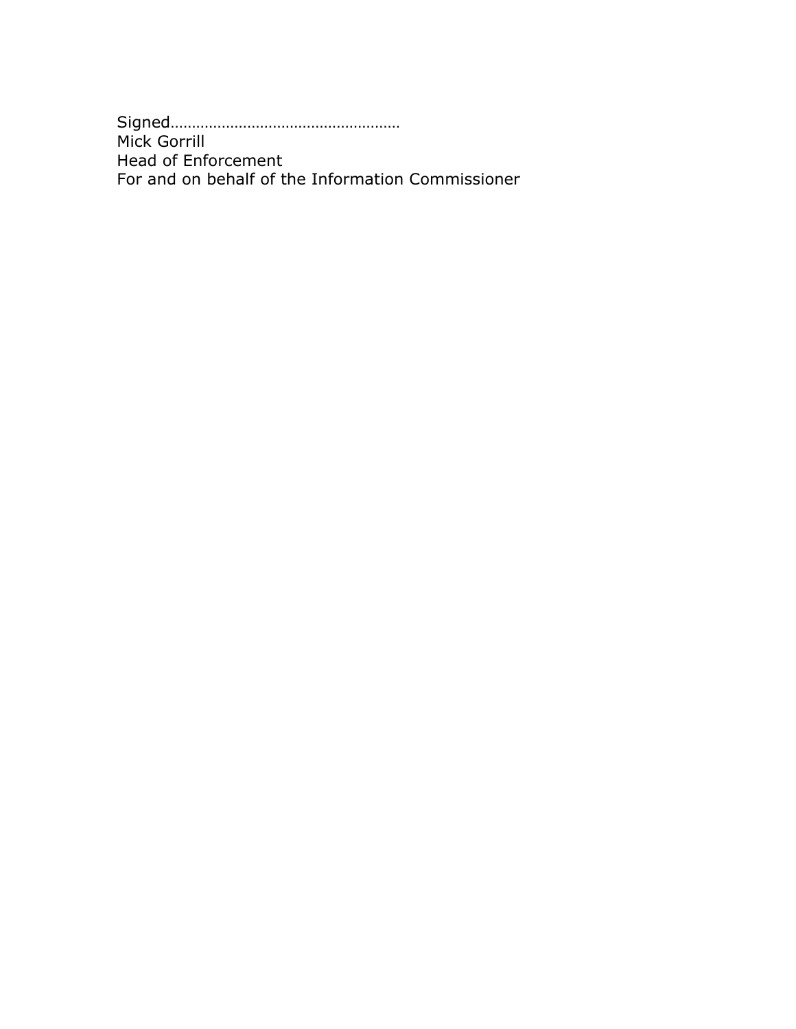Signed……………………………………………

Mick Gorrill

Head of Enforcement

For and on behalf of the Information Commissioner